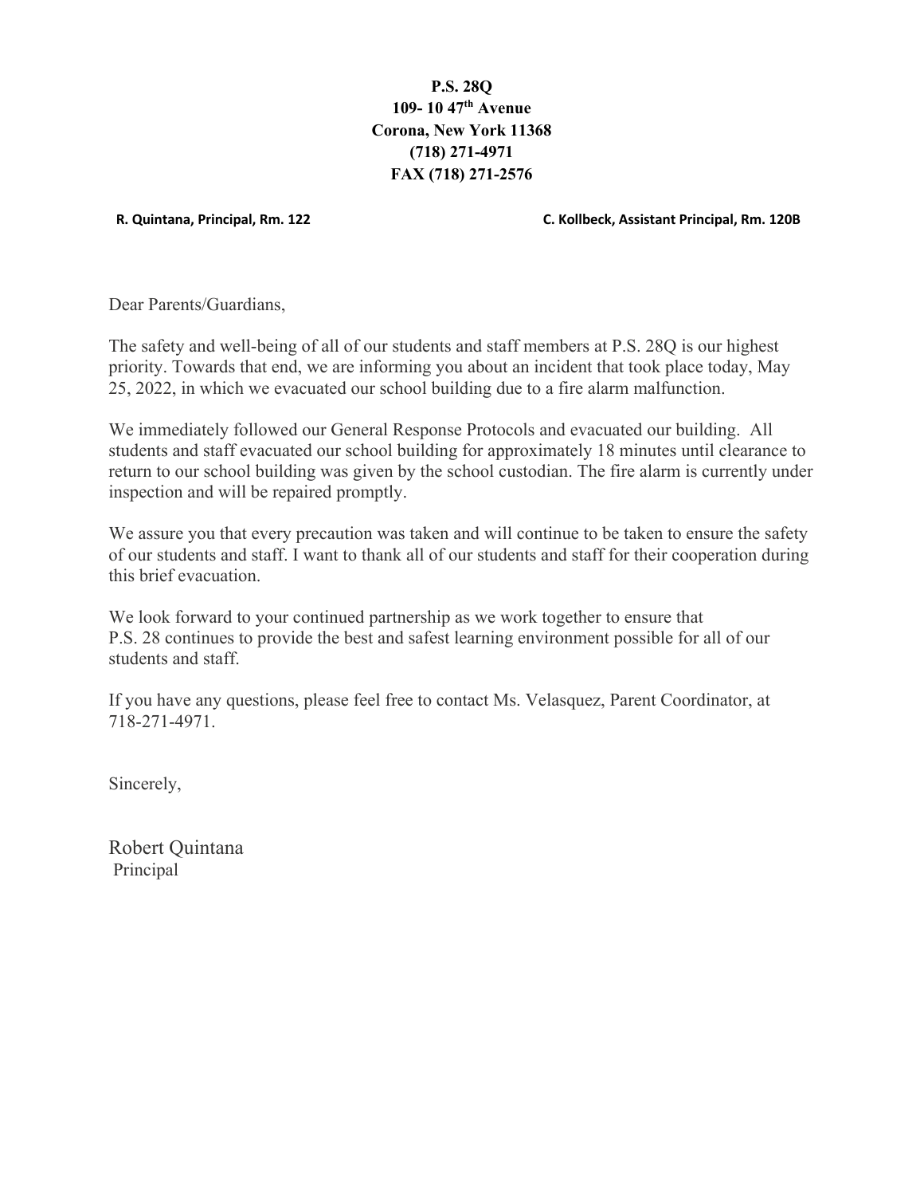**P.S. 28Q**
**109- 10 47th Avenue**
**Corona, New York 11368**
**(718) 271-4971**
**FAX (718) 271-2576**

**R. Quintana, Principal, Rm. 122** **C. Kollbeck, Assistant Principal, Rm. 120B**

Dear Parents/Guardians,

The safety and well-being of all of our students and staff members at P.S. 28Q is our highest priority. Towards that end, we are informing you about an incident that took place today, May 25, 2022, in which we evacuated our school building due to a fire alarm malfunction.

We immediately followed our General Response Protocols and evacuated our building. All students and staff evacuated our school building for approximately 18 minutes until clearance to return to our school building was given by the school custodian. The fire alarm is currently under inspection and will be repaired promptly.

We assure you that every precaution was taken and will continue to be taken to ensure the safety of our students and staff. I want to thank all of our students and staff for their cooperation during this brief evacuation.

We look forward to your continued partnership as we work together to ensure that P.S. 28 continues to provide the best and safest learning environment possible for all of our students and staff.

If you have any questions, please feel free to contact Ms. Velasquez, Parent Coordinator, at 718-271-4971.

Sincerely,

Robert Quintana
Principal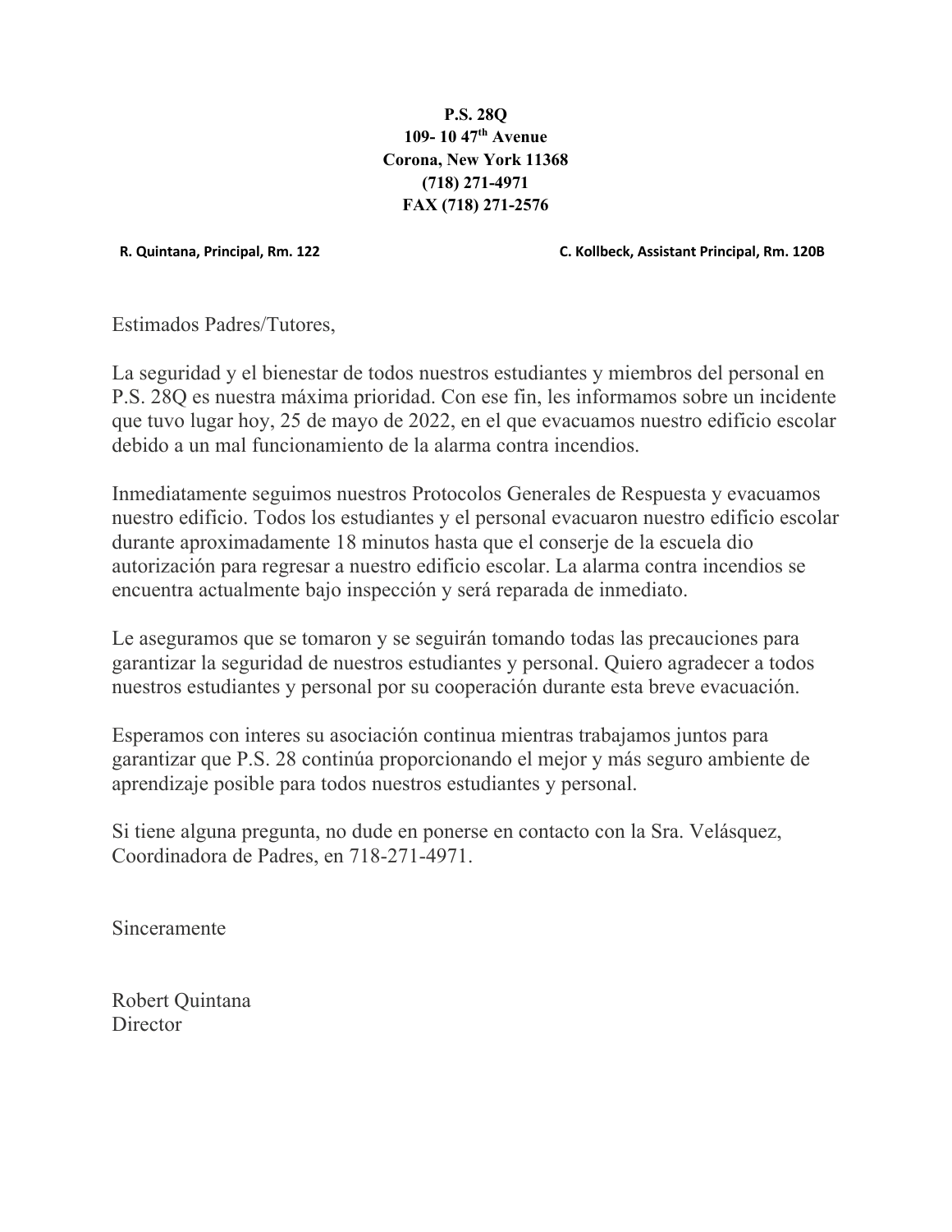**P.S. 28Q**
**109- 10 47th Avenue**
**Corona, New York 11368**
**(718) 271-4971**
**FAX (718) 271-2576**

**R. Quintana, Principal, Rm. 122** **C. Kollbeck, Assistant Principal, Rm. 120B**

Estimados Padres/Tutores,

La seguridad y el bienestar de todos nuestros estudiantes y miembros del personal en P.S. 28Q es nuestra máxima prioridad. Con ese fin, les informamos sobre un incidente que tuvo lugar hoy, 25 de mayo de 2022, en el que evacuamos nuestro edificio escolar debido a un mal funcionamiento de la alarma contra incendios.

Inmediatamente seguimos nuestros Protocolos Generales de Respuesta y evacuamos nuestro edificio. Todos los estudiantes y el personal evacuaron nuestro edificio escolar durante aproximadamente 18 minutos hasta que el conserje de la escuela dio autorización para regresar a nuestro edificio escolar. La alarma contra incendios se encuentra actualmente bajo inspección y será reparada de inmediato.

Le aseguramos que se tomaron y se seguirán tomando todas las precauciones para garantizar la seguridad de nuestros estudiantes y personal. Quiero agradecer a todos nuestros estudiantes y personal por su cooperación durante esta breve evacuación.

Esperamos con interes su asociación continua mientras trabajamos juntos para garantizar que P.S. 28 continúa proporcionando el mejor y más seguro ambiente de aprendizaje posible para todos nuestros estudiantes y personal.

Si tiene alguna pregunta, no dude en ponerse en contacto con la Sra. Velásquez, Coordinadora de Padres, en 718-271-4971.

Sinceramente

Robert Quintana
Director